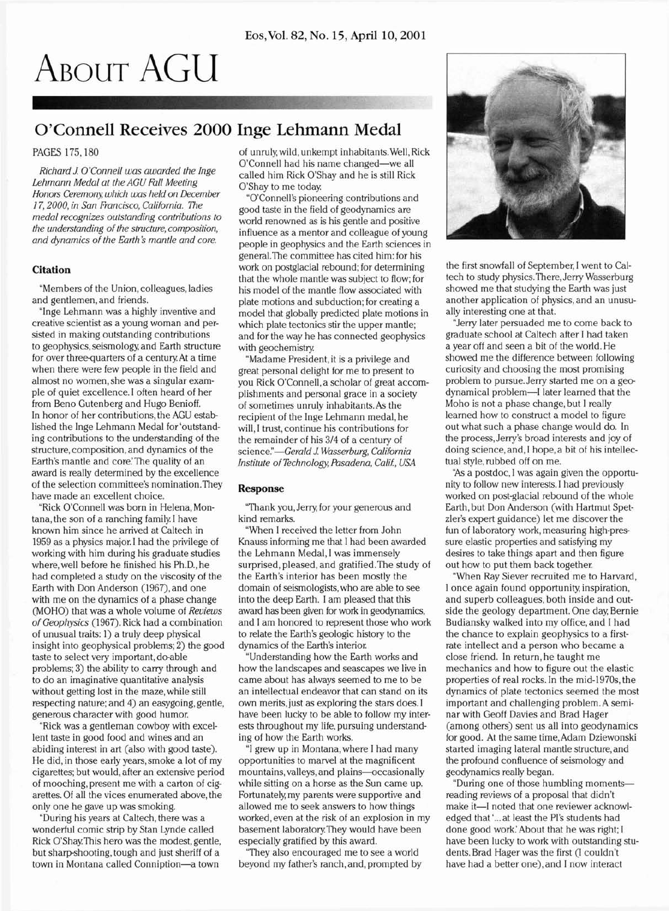# About AGU

## O'Connell Receives 2000 Inge Lehmann Medal

PAGES 175, 180

*Richard J. O'Connell was awarded the Inge Lehmann Medal at the AGU Fall Meeting Honors Ceremony, which was held on December 17, 2000, in San Francisco, California. The medal recognizes outstanding contributions to the understanding of the structure, composition, and dynamics of the Earth's mantle and core.*

### Citation

"Members of the Union, colleagues, ladies and gentlemen, and friends.

"Inge Lehmann was a highly inventive and creative scientist as a young woman and persisted in making outstanding contributions to geophysics, seismology, and Earth structure for over three-quarters of a century. At a time when there were few people in the field and almost no women, she was a singular example of quiet excellence. I often heard of her from Beno Gutenberg and Hugo Benioff. In honor of her contributions, the AGU established the Inge Lehmann Medal for 'outstanding contributions to the understanding of the structure, composition, and dynamics of the Earth's mantle and core.' The quality of an award is really determined by the excellence of the selection committee's nomination. They have made an excellent choice.

"Rick O'Connell was born in Helena, Montana, the son of a ranching family. I have known him since he arrived at Caltech in 1959 as a physics major. I had the privilege of working with him during his graduate studies where, well before he finished his Ph.D., he had completed a study on the viscosity of the Earth with Don Anderson (1967), and one with me on the dynamics of a phase change (MOHO) that was a whole volume of *Reviews of Geophysics* (1967). Rick had a combination of unusual traits: 1) a truly deep physical insight into geophysical problems; 2) the good taste to select very important, do-able problems; 3) the ability to carry through and to do an imaginative quantitative analysis without getting lost in the maze, while still respecting nature; and 4) an easygoing, gentle, generous character with good humor.

"Rick was a gentleman cowboy with excellent taste in good food and wines and an abiding interest in art (also with good taste). He did, in those early years, smoke a lot of my cigarettes; but would, after an extensive period of mooching, present me with a carton of cigarettes. Of all the vices enumerated above, the only one he gave up was smoking.

"During his years at Caltech, there was a wonderful comic strip by Stan Lynde called Rick O'Shay. This hero was the modest, gentle, but sharp-shooting, tough and just sheriff of a town in Montana called Conniption—a town of unruly, wild, unkempt inhabitants. Well, Rick O'Connell had his name changed—we all called him Rick O'Shay and he is still Rick O'Shay to me today.

"O'Connell's pioneering contributions and good taste in the field of geodynamics are world renowned as is his gentle and positive influence as a mentor and colleague of young people in geophysics and the Earth sciences in general. The committee has cited him: for his work on postglacial rebound; for determining that the whole mantle was subject to flow; for his model of the mantle flow associated with plate motions and subduction; for creating a model that globally predicted plate motions in which plate tectonics stir the upper mantle; and for the way he has connected geophysics with geochemistry.

"Madame President, it is a privilege and great personal delight for me to present to you Rick O'Connell, a scholar of great accomplishments and personal grace in a society of sometimes unruly inhabitants. As the recipient of the Inge Lehmann medal, he will, I trust, continue his contributions for the remainder of his 3/4 of a century of science."—*Gerald J. Wasserburg, California Institute of Technology, Pasadena, Calif., USA*

### Response

"Thank you, Jerry, for your generous and kind remarks.

"When I received the letter from John Knauss informing me that I had been awarded the Lehmann Medal, I was immensely surprised, pleased, and gratified. The study of the Earth's interior has been mostly the domain of seismologists, who are able to see into the deep Earth. I am pleased that this award has been given for work in geodynamics, and I am honored to represent those who work to relate the Earth's geologic history to the dynamics of the Earth's interior.

"Understanding how the Earth works and how the landscapes and seascapes we live in came about has always seemed to me to be an intellectual endeavor that can stand on its own merits, just as exploring the stars does. I have been lucky to be able to follow my interests throughout my life, pursuing understanding of how the Earth works.

"I grew up in Montana, where I had many opportunities to marvel at the magnificent mountains, valleys, and plains—occasionally while sitting on a horse as the Sun came up. Fortunately, my parents were supportive and allowed me to seek answers to how things worked, even at the risk of an explosion in my basement laboratory. They would have been especially gratified by this award.

"They also encouraged me to see a world beyond my father's ranch, and, prompted by the first snowfall of September, I went to Caltech to study physics. There, Jerry Wasserburg showed me that studying the Earth was just another application of physics, and an unusually interesting one at that.

"Jerry later persuaded me to come back to graduate school at Caltech after I had taken a year off and seen a bit of the world. He showed me the difference between following curiosity and choosing the most promising problem to pursue. Jerry started me on a geodynamical problem—I later learned that the Moho is not a phase change, but I really learned how to construct a model to figure out what such a phase change would do. In the process, Jerry's broad interests and joy of doing science, and, I hope, a bit of his intellectual style, rubbed off on me.

"As a postdoc, I was again given the opportunity to follow new interests. I had previously worked on post-glacial rebound of the whole Earth, but Don Anderson (with Hartmut Spetzler's expert guidance) let me discover the fun of laboratory work, measuring high-pressure elastic properties and satisfying my desires to take things apart and then figure out how to put them back together.

"When Ray Siever recruited me to Harvard, I once again found opportunity, inspiration, and superb colleagues, both inside and outside the geology department. One day, Bernie Budiansky walked into my office, and I had the chance to explain geophysics to a first-rate intellect and a person who became a close friend. In return, he taught me mechanics and how to figure out the elastic properties of real rocks. In the mid-1970s, the dynamics of plate tectonics seemed the most important and challenging problem. A seminar with Geoff Davies and Brad Hager (among others) sent us all into geodynamics for good. At the same time, Adam Dziewonski started imaging lateral mantle structure, and the profound confluence of seismology and geodynamics really began.

"During one of those humbling moments—reading reviews of a proposal that didn't make it—I noted that one reviewer acknowledged that '...at least the PI's students had done good work.' About that he was right; I have been lucky to work with outstanding students. Brad Hager was the first (I couldn't have had a better one), and I now interact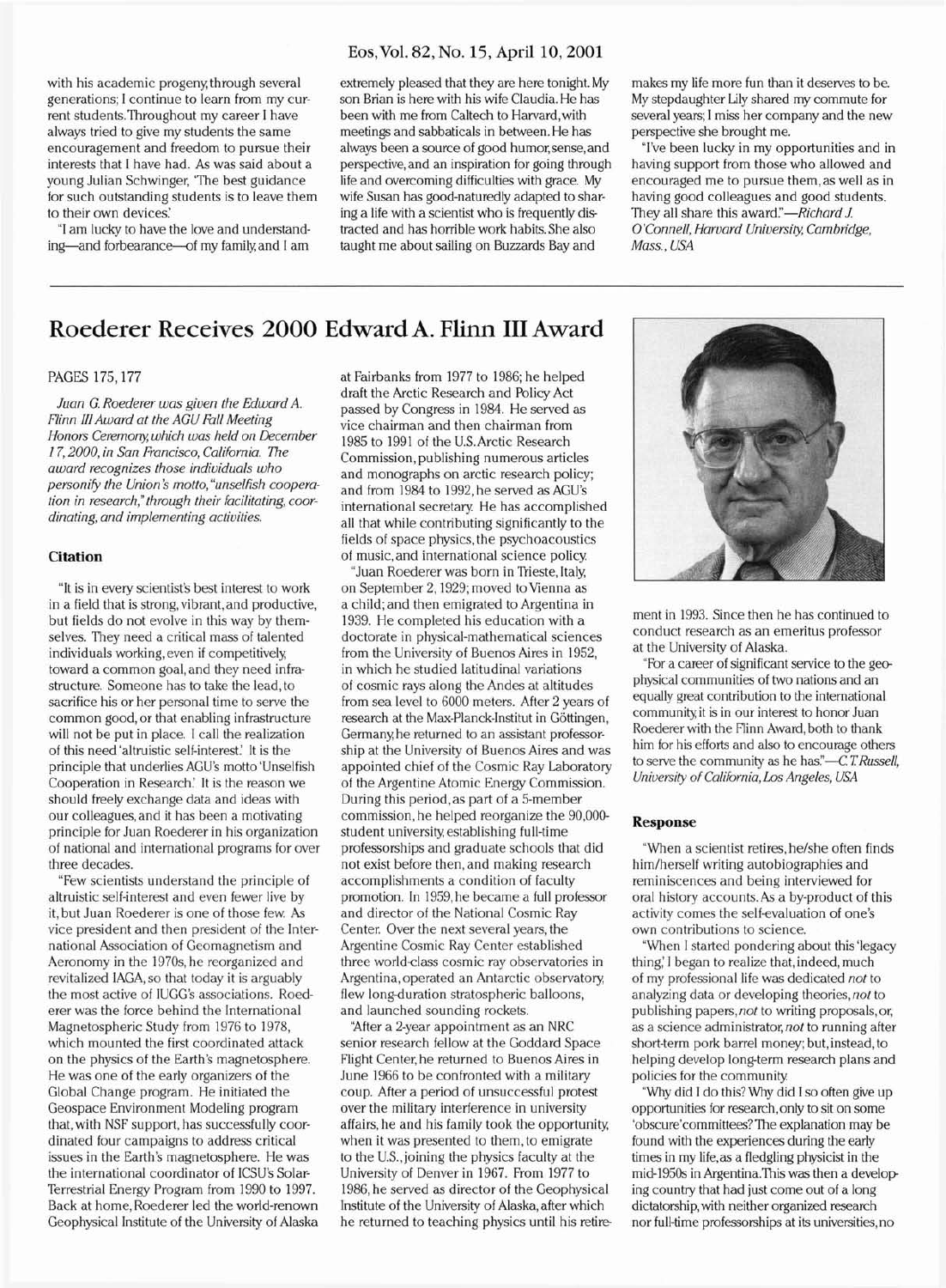with his academic progeny, through several generations; I continue to learn from my current students. Throughout my career I have always tried to give my students the same encouragement and freedom to pursue their interests that I have had. As was said about a young Julian Schwinger, 'The best guidance for such outstanding students is to leave them to their own devices.'

"I am lucky to have the love and understanding—and forbearance—of my family, and I am extremely pleased that they are here tonight. My son Brian is here with his wife Claudia. He has been with me from Caltech to Harvard, with meetings and sabbaticals in between. He has always been a source of good humor, sense, and perspective, and an inspiration for going through life and overcoming difficulties with grace. My wife Susan has good-naturedly adapted to sharing a life with a scientist who is frequently distracted and has horrible work habits. She also taught me about sailing on Buzzards Bay and makes my life more fun than it deserves to be. My stepdaughter Lily shared my commute for several years; I miss her company and the new perspective she brought me.

"I've been lucky in my opportunities and in having support from those who allowed and encouraged me to pursue them, as well as in having good colleagues and good students. They all share this award."—*Richard J. O'Connell, Harvard University, Cambridge, Mass., USA*

# Roederer Receives 2000 Edward A. Flinn III Award

PAGES 175, 177

*Juan G. Roederer was given the Edward A. Flinn III Award at the AGU Fall Meeting Honors Ceremony, which was held on December 17, 2000, in San Francisco, California. The award recognizes those individuals who personify the Union's motto, "unselfish cooperation in research," through their facilitating, coordinating, and implementing activities.*

## Citation

"It is in every scientist's best interest to work in a field that is strong, vibrant, and productive, but fields do not evolve in this way by themselves. They need a critical mass of talented individuals working, even if competitively, toward a common goal, and they need infrastructure. Someone has to take the lead, to sacrifice his or her personal time to serve the common good, or that enabling infrastructure will not be put in place. I call the realization of this need 'altruistic self-interest.' It is the principle that underlies AGU's motto 'Unselfish Cooperation in Research.' It is the reason we should freely exchange data and ideas with our colleagues, and it has been a motivating principle for Juan Roederer in his organization of national and international programs for over three decades.

"Few scientists understand the principle of altruistic self-interest and even fewer live by it, but Juan Roederer is one of those few. As vice president and then president of the International Association of Geomagnetism and Aeronomy in the 1970s, he reorganized and revitalized IAGA, so that today it is arguably the most active of IUGG's associations. Roederer was the force behind the International Magnetospheric Study from 1976 to 1978, which mounted the first coordinated attack on the physics of the Earth's magnetosphere. He was one of the early organizers of the Global Change program. He initiated the Geospace Environment Modeling program that, with NSF support, has successfully coordinated four campaigns to address critical issues in the Earth's magnetosphere. He was the international coordinator of ICSU's Solar-Terrestrial Energy Program from 1990 to 1997. Back at home, Roederer led the world-renown Geophysical Institute of the University of Alaska at Fairbanks from 1977 to 1986; he helped draft the Arctic Research and Policy Act passed by Congress in 1984. He served as vice chairman and then chairman from 1985 to 1991 of the U.S. Arctic Research Commission, publishing numerous articles and monographs on arctic research policy; and from 1984 to 1992, he served as AGU's international secretary. He has accomplished all that while contributing significantly to the fields of space physics, the psychoacoustics of music, and international science policy.

"Juan Roederer was born in Trieste, Italy, on September 2, 1929; moved to Vienna as a child; and then emigrated to Argentina in 1939. He completed his education with a doctorate in physical-mathematical sciences from the University of Buenos Aires in 1952, in which he studied latitudinal variations of cosmic rays along the Andes at altitudes from sea level to 6000 meters. After 2 years of research at the Max-Planck-Institut in Göttingen, Germany, he returned to an assistant professorship at the University of Buenos Aires and was appointed chief of the Cosmic Ray Laboratory of the Argentine Atomic Energy Commission. During this period, as part of a 5-member commission, he helped reorganize the 90,000-student university, establishing full-time professorships and graduate schools that did not exist before then, and making research accomplishments a condition of faculty promotion. In 1959, he became a full professor and director of the National Cosmic Ray Center. Over the next several years, the Argentine Cosmic Ray Center established three world-class cosmic ray observatories in Argentina, operated an Antarctic observatory, flew long-duration stratospheric balloons, and launched sounding rockets.

"After a 2-year appointment as an NRC senior research fellow at the Goddard Space Flight Center, he returned to Buenos Aires in June 1966 to be confronted with a military coup. After a period of unsuccessful protest over the military interference in university affairs, he and his family took the opportunity, when it was presented to them, to emigrate to the U.S., joining the physics faculty at the University of Denver in 1967. From 1977 to 1986, he served as director of the Geophysical Institute of the University of Alaska, after which he returned to teaching physics until his retirement in 1993. Since then he has continued to conduct research as an emeritus professor at the University of Alaska.

"For a career of significant service to the geophysical communities of two nations and an equally great contribution to the international community, it is in our interest to honor Juan Roederer with the Flinn Award, both to thank him for his efforts and also to encourage others to serve the community as he has."—*C. T. Russell, University of California, Los Angeles, USA*

## Response

"When a scientist retires, he/she often finds him/herself writing autobiographies and reminiscences and being interviewed for oral history accounts. As a by-product of this activity comes the self-evaluation of one's own contributions to science.

"When I started pondering about this 'legacy thing,' I began to realize that, indeed, much of my professional life was dedicated *not* to analyzing data or developing theories, *not* to publishing papers, *not* to writing proposals, or, as a science administrator, *not* to running after short-term pork barrel money; but, instead, to helping develop long-term research plans and policies for the community.

"Why did I do this? Why did I so often give up opportunities for research, only to sit on some 'obscure' committees? The explanation may be found with the experiences during the early times in my life, as a fledgling physicist in the mid-1950s in Argentina. This was then a developing country that had just come out of a long dictatorship, with neither organized research nor full-time professorships at its universities, no